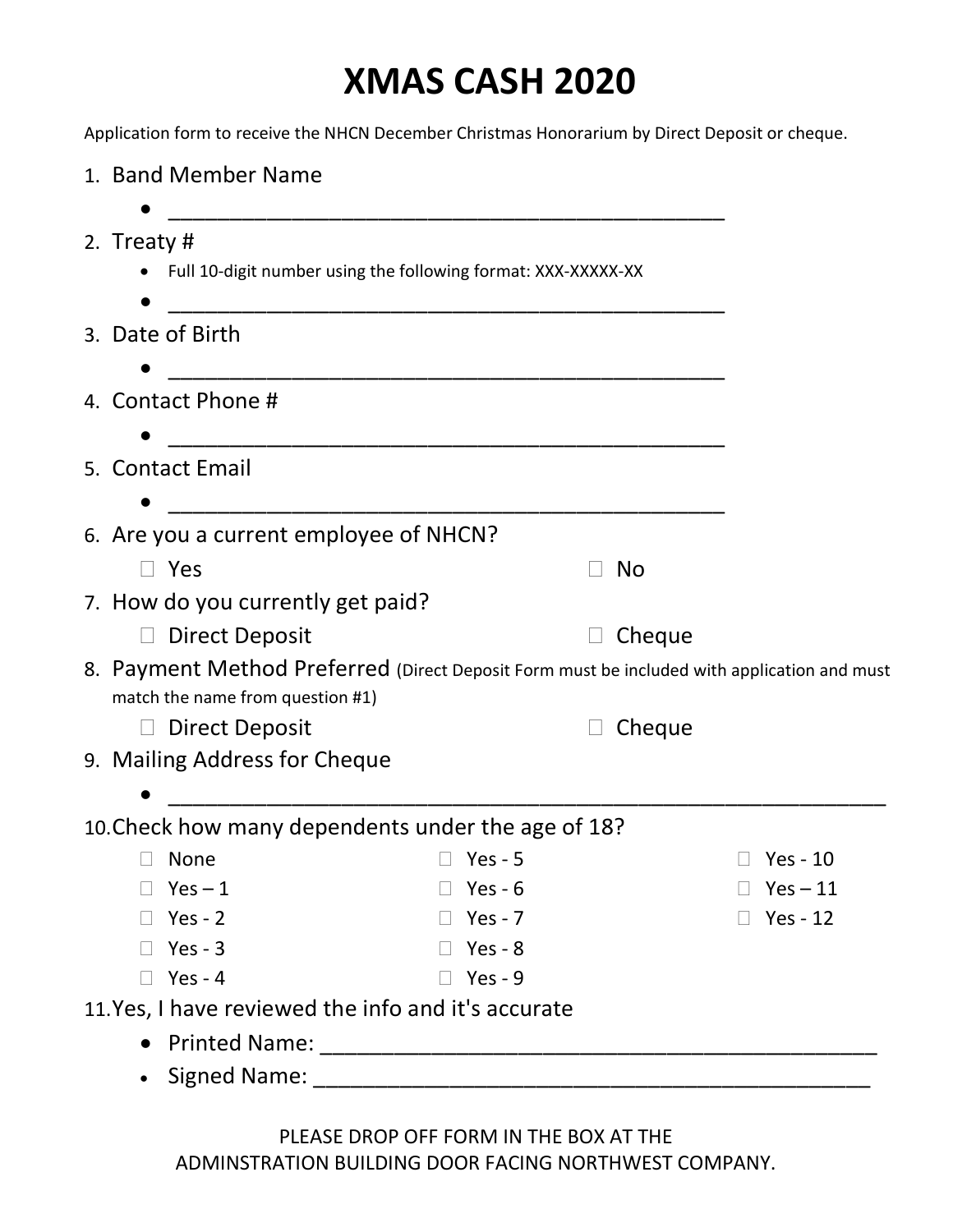# XMAS CASH 2020

Application form to receive the NHCN December Christmas Honorarium by Direct Deposit or cheque.

1. Band Member Name
   - _______________________________________________
2. Treaty #
   - Full 10-digit number using the following format: XXX-XXXXX-XX
   - _______________________________________________
3. Date of Birth
   - _______________________________________________
4. Contact Phone #
   - _______________________________________________
5. Contact Email
   - _______________________________________________
6. Are you a current employee of NHCN?
   - ☐ Yes ☐ No
7. How do you currently get paid?
   - ☐ Direct Deposit ☐ Cheque
8. Payment Method Preferred (Direct Deposit Form must be included with application and must match the name from question #1)
   - ☐ Direct Deposit ☐ Cheque
9. Mailing Address for Cheque
   - ___________________________________________________________
10. Check how many dependents under the age of 18?

| | | |
|---|---|---|
| ☐ None | ☐ Yes - 5 | ☐ Yes - 10 |
| ☐ Yes – 1 | ☐ Yes - 6 | ☐ Yes – 11 |
| ☐ Yes - 2 | ☐ Yes - 7 | ☐ Yes - 12 |
| ☐ Yes - 3 | ☐ Yes - 8 | |
| ☐ Yes - 4 | ☐ Yes - 9 | |

11. Yes, I have reviewed the info and it's accurate
    - Printed Name: _______________________________________________
    - Signed Name: _______________________________________________

PLEASE DROP OFF FORM IN THE BOX AT THE
ADMINSTRATION BUILDING DOOR FACING NORTHWEST COMPANY.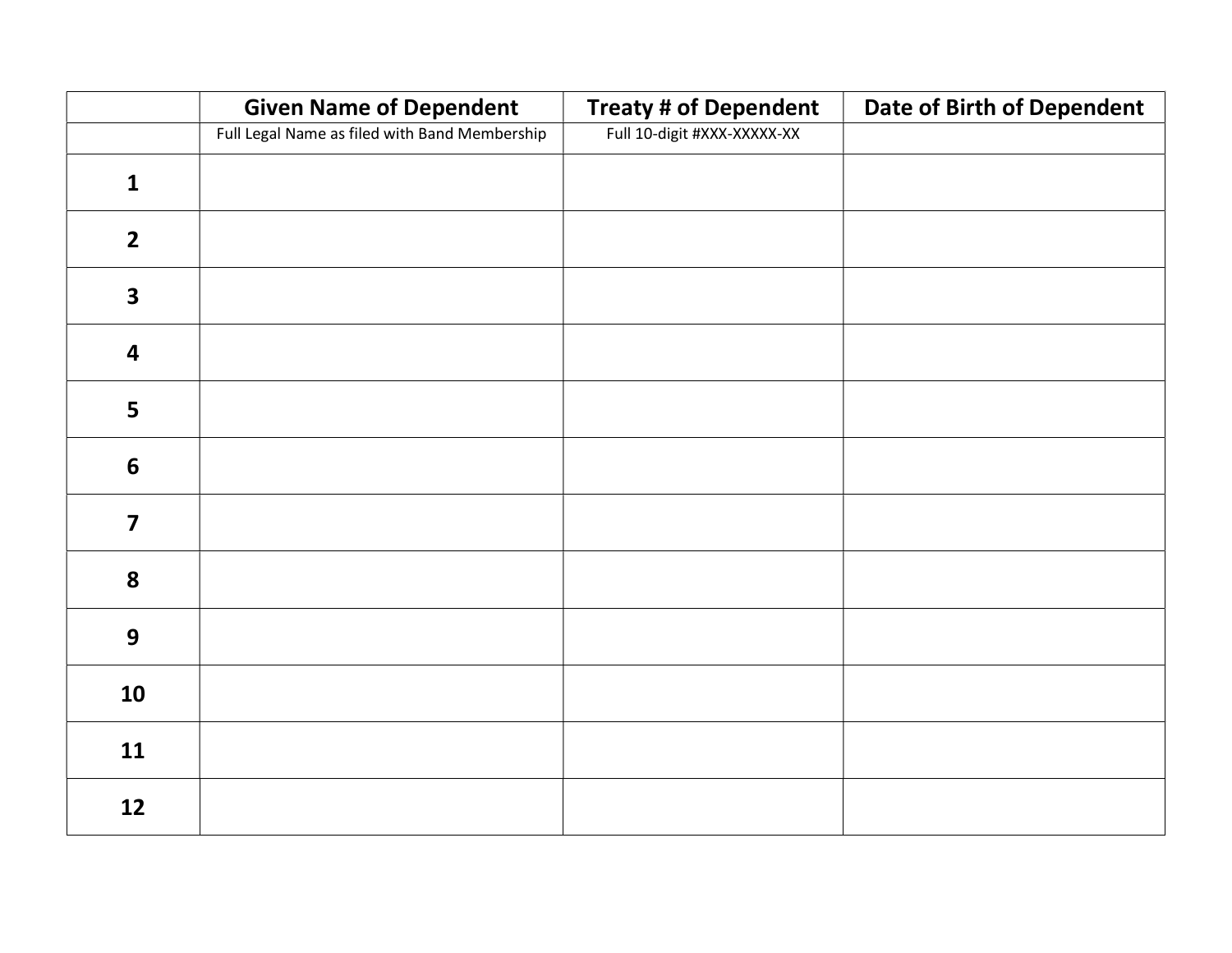| | Given Name of Dependent | Treaty # of Dependent | Date of Birth of Dependent |
|---|---|---|---|
| | Full Legal Name as filed with Band Membership | Full 10-digit #XXX-XXXXX-XX | |
| 1 | | | |
| 2 | | | |
| 3 | | | |
| 4 | | | |
| 5 | | | |
| 6 | | | |
| 7 | | | |
| 8 | | | |
| 9 | | | |
| 10 | | | |
| 11 | | | |
| 12 | | | |